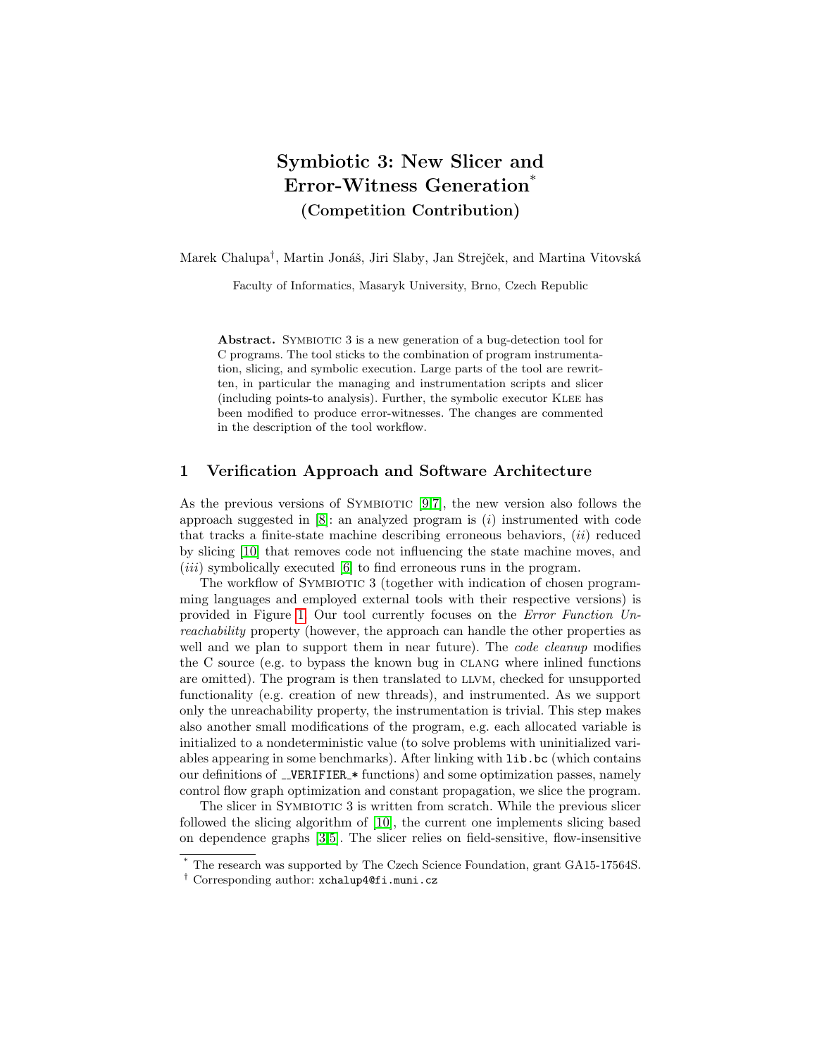# Symbiotic 3: New Slicer and Error-Witness Generation*

## (Competition Contribution)

Marek Chalupa†, Martin Jonáš, Jiri Slaby, Jan Strejček, and Martina Vitovská

Faculty of Informatics, Masaryk University, Brno, Czech Republic

**Abstract.** Symbiotic 3 is a new generation of a bug-detection tool for C programs. The tool sticks to the combination of program instrumentation, slicing, and symbolic execution. Large parts of the tool are rewritten, in particular the managing and instrumentation scripts and slicer (including points-to analysis). Further, the symbolic executor Klee has been modified to produce error-witnesses. The changes are commented in the description of the tool workflow.

## 1 Verification Approach and Software Architecture

As the previous versions of Symbiotic [9,7], the new version also follows the approach suggested in [8]: an analyzed program is (*i*) instrumented with code that tracks a finite-state machine describing erroneous behaviors, (*ii*) reduced by slicing [10] that removes code not influencing the state machine moves, and (*iii*) symbolically executed [6] to find erroneous runs in the program.

The workflow of Symbiotic 3 (together with indication of chosen programming languages and employed external tools with their respective versions) is provided in Figure 1. Our tool currently focuses on the *Error Function Unreachability* property (however, the approach can handle the other properties as well and we plan to support them in near future). The *code cleanup* modifies the C source (e.g. to bypass the known bug in clang where inlined functions are omitted). The program is then translated to llvm, checked for unsupported functionality (e.g. creation of new threads), and instrumented. As we support only the unreachability property, the instrumentation is trivial. This step makes also another small modifications of the program, e.g. each allocated variable is initialized to a nondeterministic value (to solve problems with uninitialized variables appearing in some benchmarks). After linking with `lib.bc` (which contains our definitions of `__VERIFIER_*` functions) and some optimization passes, namely control flow graph optimization and constant propagation, we slice the program.

The slicer in Symbiotic 3 is written from scratch. While the previous slicer followed the slicing algorithm of [10], the current one implements slicing based on dependence graphs [3,5]. The slicer relies on field-sensitive, flow-insensitive

---

* The research was supported by The Czech Science Foundation, grant GA15-17564S.

† Corresponding author: `xchalup4@fi.muni.cz`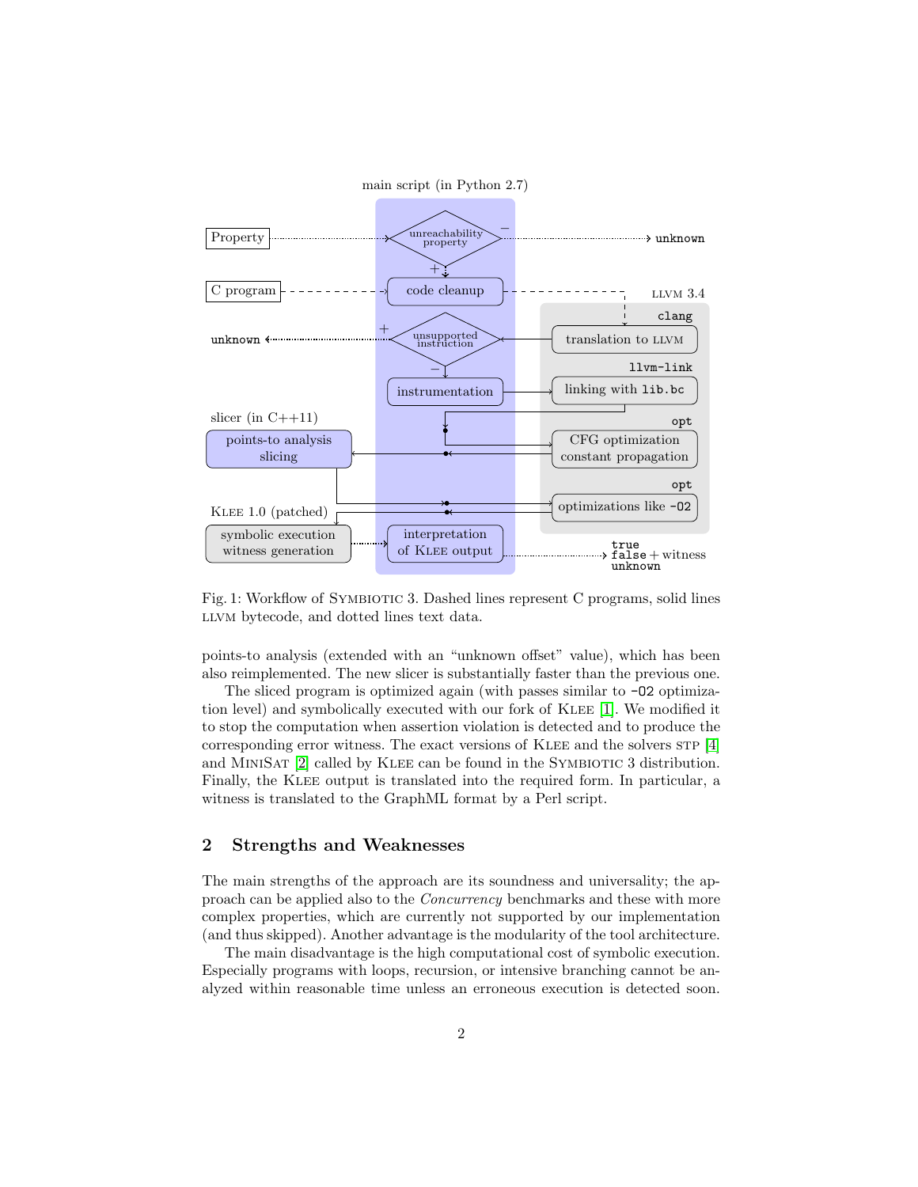Fig. 1: Workflow of Symbiotic 3. Dashed lines represent C programs, solid lines LLVM bytecode, and dotted lines text data.

points-to analysis (extended with an "unknown offset" value), which has been also reimplemented. The new slicer is substantially faster than the previous one.

The sliced program is optimized again (with passes similar to `-O2` optimization level) and symbolically executed with our fork of Klee [1]. We modified it to stop the computation when assertion violation is detected and to produce the corresponding error witness. The exact versions of Klee and the solvers STP [4] and MiniSat [2] called by Klee can be found in the Symbiotic 3 distribution. Finally, the Klee output is translated into the required form. In particular, a witness is translated to the GraphML format by a Perl script.

## 2 Strengths and Weaknesses

The main strengths of the approach are its soundness and universality; the approach can be applied also to the *Concurrency* benchmarks and these with more complex properties, which are currently not supported by our implementation (and thus skipped). Another advantage is the modularity of the tool architecture.

The main disadvantage is the high computational cost of symbolic execution. Especially programs with loops, recursion, or intensive branching cannot be analyzed within reasonable time unless an erroneous execution is detected soon.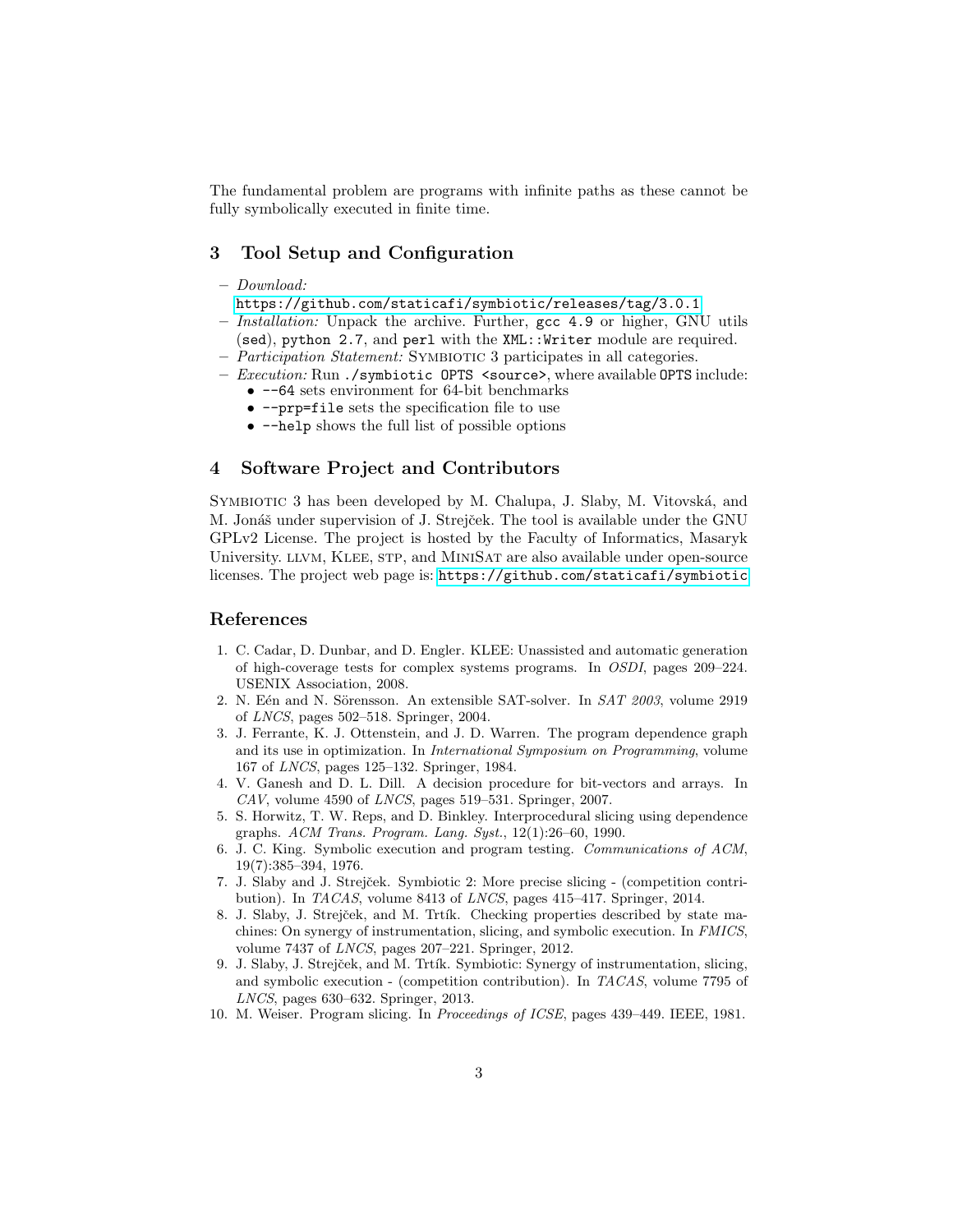The fundamental problem are programs with infinite paths as these cannot be fully symbolically executed in finite time.

## 3 Tool Setup and Configuration

- *Download:* https://github.com/staticafi/symbiotic/releases/tag/3.0.1
- *Installation:* Unpack the archive. Further, `gcc 4.9` or higher, GNU utils (`sed`), `python 2.7`, and `perl` with the `XML::Writer` module are required.
- *Participation Statement:* Symbiotic 3 participates in all categories.
- *Execution:* Run `./symbiotic OPTS <source>`, where available `OPTS` include:
  - `--64` sets environment for 64-bit benchmarks
  - `--prp=file` sets the specification file to use
  - `--help` shows the full list of possible options

## 4 Software Project and Contributors

Symbiotic 3 has been developed by M. Chalupa, J. Slaby, M. Vitovská, and M. Jonáš under supervision of J. Strejček. The tool is available under the GNU GPLv2 License. The project is hosted by the Faculty of Informatics, Masaryk University. llvm, Klee, stp, and MiniSat are also available under open-source licenses. The project web page is: https://github.com/staticafi/symbiotic

## References

1. C. Cadar, D. Dunbar, and D. Engler. KLEE: Unassisted and automatic generation of high-coverage tests for complex systems programs. In *OSDI*, pages 209–224. USENIX Association, 2008.
2. N. Eén and N. Sörensson. An extensible SAT-solver. In *SAT 2003*, volume 2919 of *LNCS*, pages 502–518. Springer, 2004.
3. J. Ferrante, K. J. Ottenstein, and J. D. Warren. The program dependence graph and its use in optimization. In *International Symposium on Programming*, volume 167 of *LNCS*, pages 125–132. Springer, 1984.
4. V. Ganesh and D. L. Dill. A decision procedure for bit-vectors and arrays. In *CAV*, volume 4590 of *LNCS*, pages 519–531. Springer, 2007.
5. S. Horwitz, T. W. Reps, and D. Binkley. Interprocedural slicing using dependence graphs. *ACM Trans. Program. Lang. Syst.*, 12(1):26–60, 1990.
6. J. C. King. Symbolic execution and program testing. *Communications of ACM*, 19(7):385–394, 1976.
7. J. Slaby and J. Strejček. Symbiotic 2: More precise slicing - (competition contribution). In *TACAS*, volume 8413 of *LNCS*, pages 415–417. Springer, 2014.
8. J. Slaby, J. Strejček, and M. Trtík. Checking properties described by state machines: On synergy of instrumentation, slicing, and symbolic execution. In *FMICS*, volume 7437 of *LNCS*, pages 207–221. Springer, 2012.
9. J. Slaby, J. Strejček, and M. Trtík. Symbiotic: Synergy of instrumentation, slicing, and symbolic execution - (competition contribution). In *TACAS*, volume 7795 of *LNCS*, pages 630–632. Springer, 2013.
10. M. Weiser. Program slicing. In *Proceedings of ICSE*, pages 439–449. IEEE, 1981.